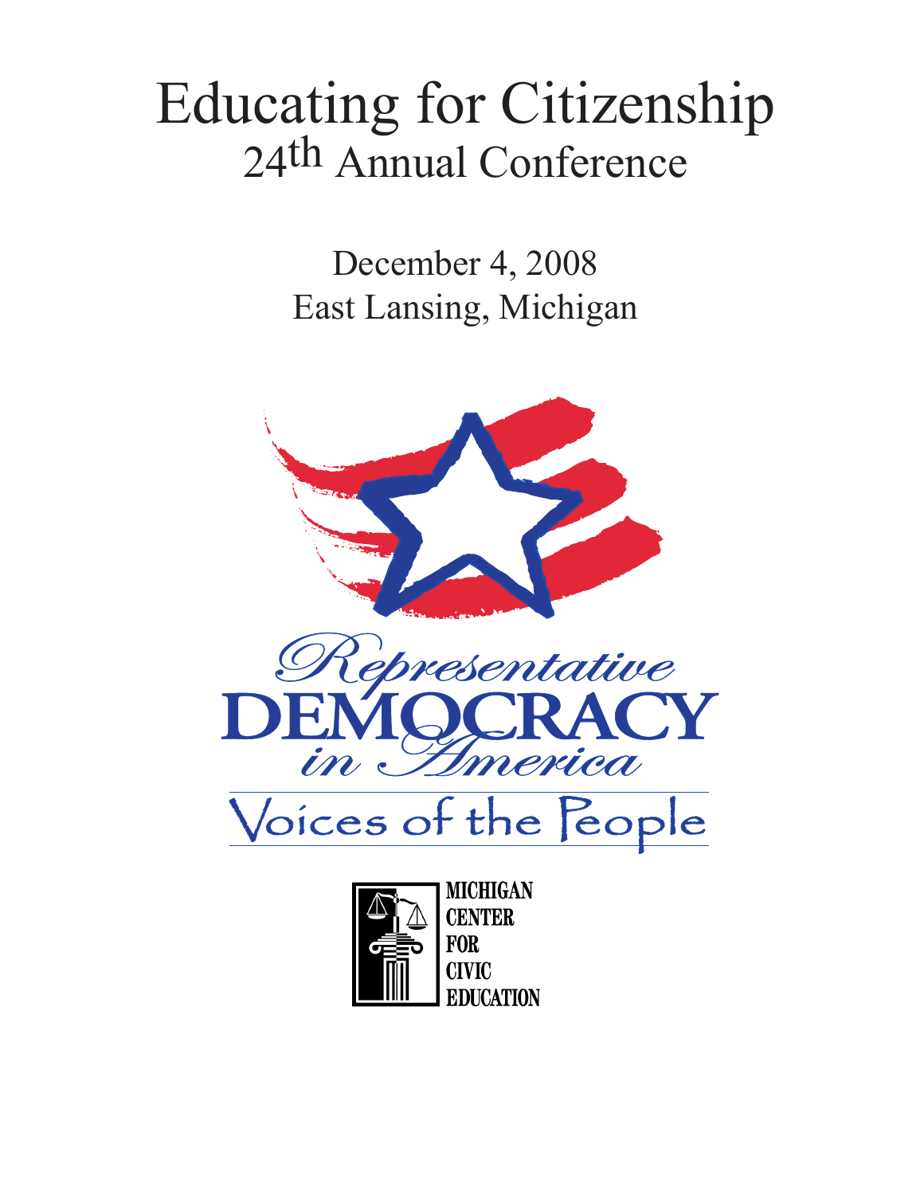# Educating for Citizenship

## 24th Annual Conference

December 4, 2008
East Lansing, Michigan

Representative DEMOCRACY in America

Voices of the People

MICHIGAN CENTER FOR CIVIC EDUCATION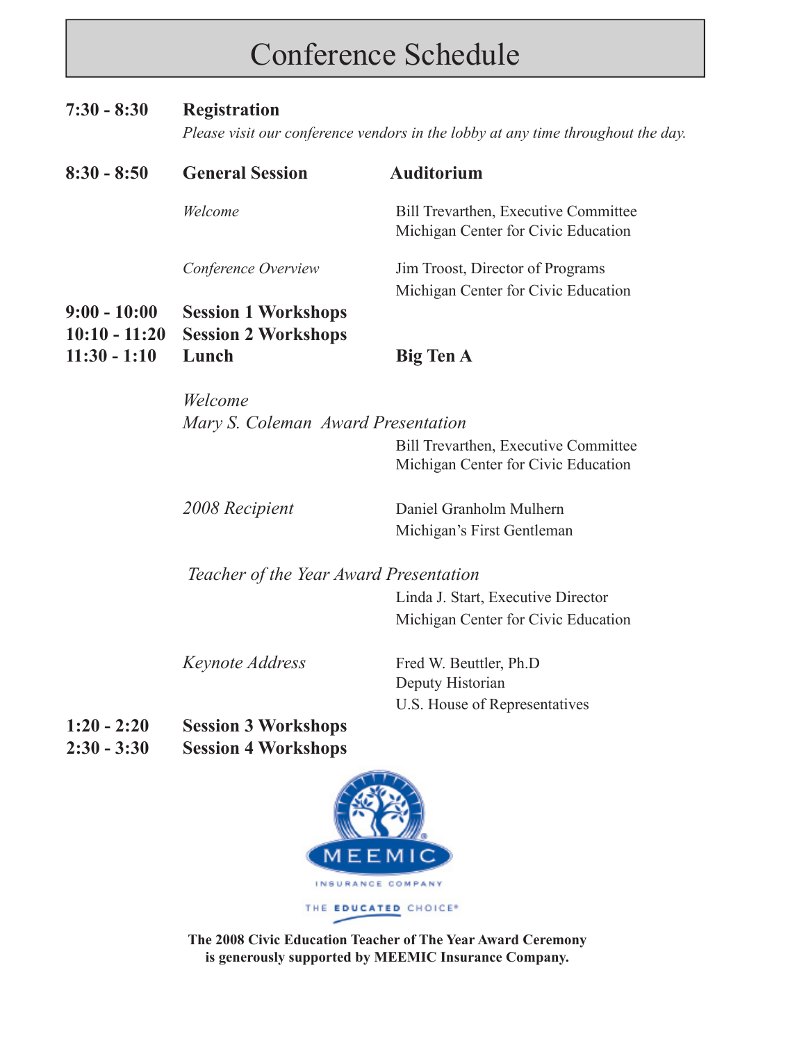# Conference Schedule

**7:30 - 8:30** **Registration**

*Please visit our conference vendors in the lobby at any time throughout the day.*

**8:30 - 8:50** **General Session** — **Auditorium**

*Welcome* — Bill Trevarthen, Executive Committee
Michigan Center for Civic Education

*Conference Overview* — Jim Troost, Director of Programs
Michigan Center for Civic Education

**9:00 - 10:00** **Session 1 Workshops**

**10:10 - 11:20** **Session 2 Workshops**

**11:30 - 1:10** **Lunch** — **Big Ten A**

*Welcome*

*Mary S. Coleman Award Presentation*

Bill Trevarthen, Executive Committee
Michigan Center for Civic Education

*2008 Recipient* — Daniel Granholm Mulhern
Michigan's First Gentleman

*Teacher of the Year Award Presentation*

Linda J. Start, Executive Director
Michigan Center for Civic Education

*Keynote Address* — Fred W. Beuttler, Ph.D
Deputy Historian
U.S. House of Representatives

**1:20 - 2:20** **Session 3 Workshops**

**2:30 - 3:30** **Session 4 Workshops**

MEEMIC
INSURANCE COMPANY
THE EDUCATED CHOICE®

**The 2008 Civic Education Teacher of The Year Award Ceremony is generously supported by MEEMIC Insurance Company.**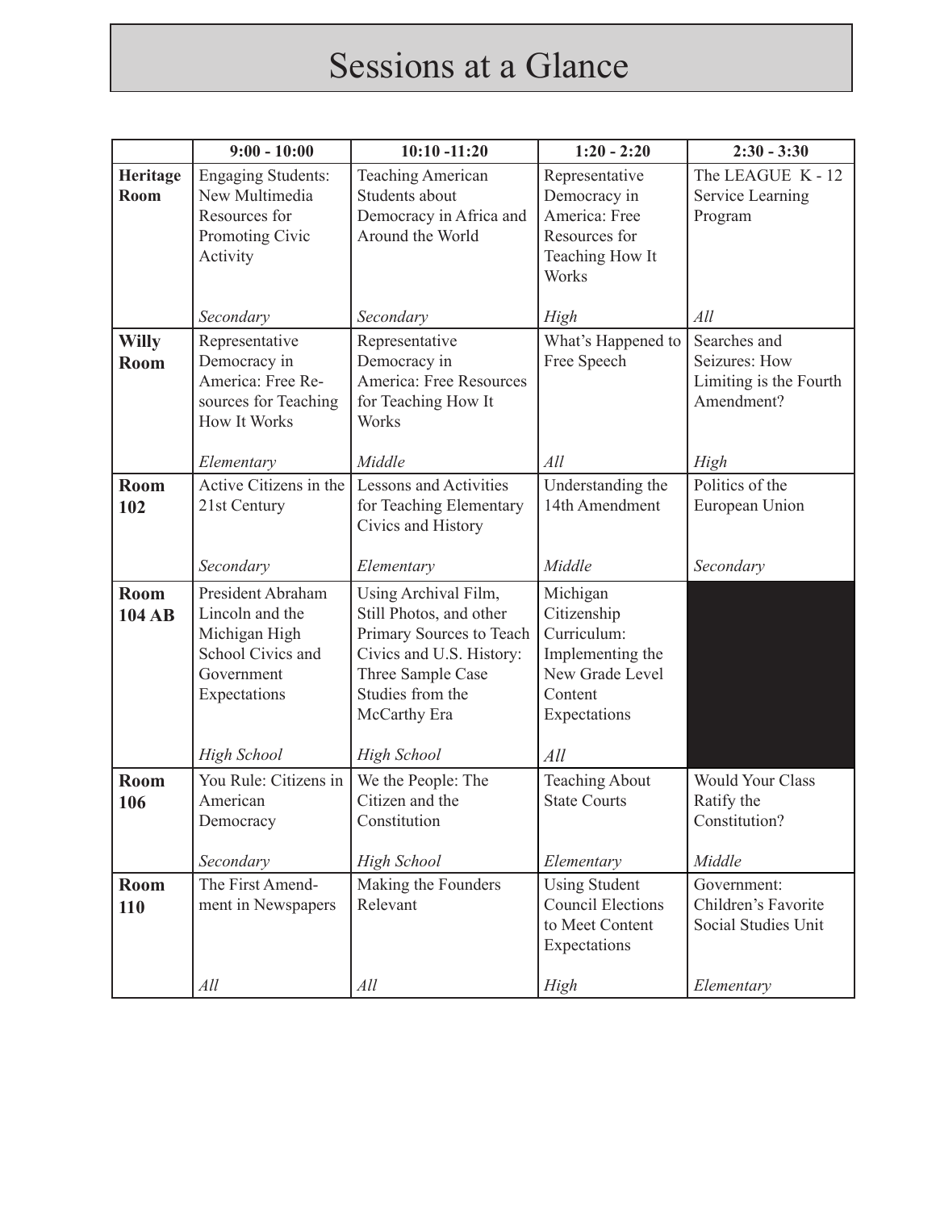# Sessions at a Glance

| | 9:00 - 10:00 | 10:10 -11:20 | 1:20 - 2:20 | 2:30 - 3:30 |
|---|---|---|---|---|
| **Heritage Room** | Engaging Students: New Multimedia Resources for Promoting Civic Activity *Secondary* | Teaching American Students about Democracy in Africa and Around the World *Secondary* | Representative Democracy in America: Free Resources for Teaching How It Works *High* | The LEAGUE K - 12 Service Learning Program *All* |
| **Willy Room** | Representative Democracy in America: Free Resources for Teaching How It Works *Elementary* | Representative Democracy in America: Free Resources for Teaching How It Works *Middle* | What's Happened to Free Speech *All* | Searches and Seizures: How Limiting is the Fourth Amendment? *High* |
| **Room 102** | Active Citizens in the 21st Century *Secondary* | Lessons and Activities for Teaching Elementary Civics and History *Elementary* | Understanding the 14th Amendment *Middle* | Politics of the European Union *Secondary* |
| **Room 104 AB** | President Abraham Lincoln and the Michigan High School Civics and Government Expectations *High School* | Using Archival Film, Still Photos, and other Primary Sources to Teach Civics and U.S. History: Three Sample Case Studies from the McCarthy Era *High School* | Michigan Citizenship Curriculum: Implementing the New Grade Level Content Expectations *All* | |
| **Room 106** | You Rule: Citizens in American Democracy *Secondary* | We the People: The Citizen and the Constitution *High School* | Teaching About State Courts *Elementary* | Would Your Class Ratify the Constitution? *Middle* |
| **Room 110** | The First Amendment in Newspapers *All* | Making the Founders Relevant *All* | Using Student Council Elections to Meet Content Expectations *High* | Government: Children's Favorite Social Studies Unit *Elementary* |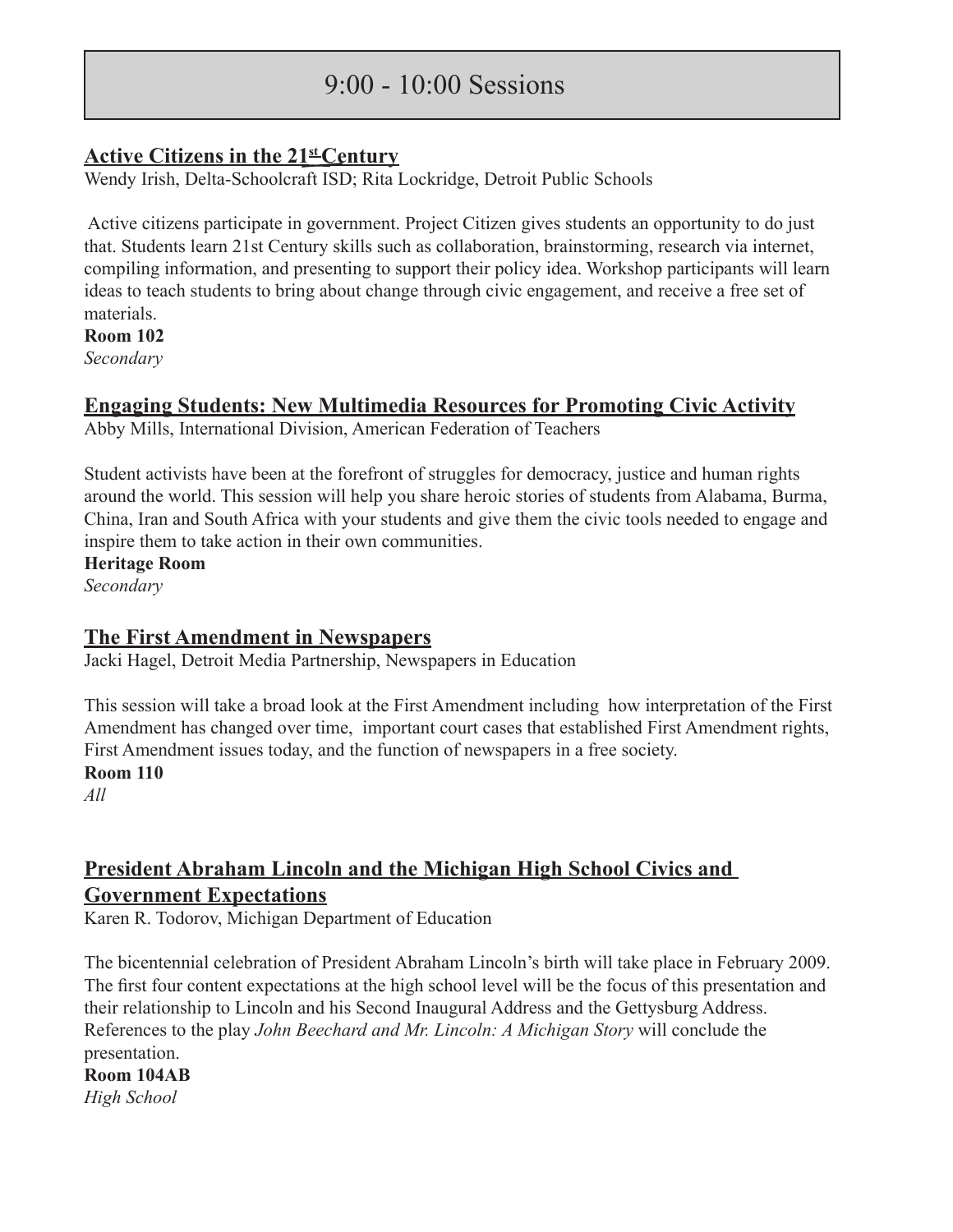# 9:00 - 10:00 Sessions

## Active Citizens in the 21st Century

Wendy Irish, Delta-Schoolcraft ISD; Rita Lockridge, Detroit Public Schools

Active citizens participate in government. Project Citizen gives students an opportunity to do just that. Students learn 21st Century skills such as collaboration, brainstorming, research via internet, compiling information, and presenting to support their policy idea. Workshop participants will learn ideas to teach students to bring about change through civic engagement, and receive a free set of materials.

**Room 102**

*Secondary*

## Engaging Students: New Multimedia Resources for Promoting Civic Activity

Abby Mills, International Division, American Federation of Teachers

Student activists have been at the forefront of struggles for democracy, justice and human rights around the world. This session will help you share heroic stories of students from Alabama, Burma, China, Iran and South Africa with your students and give them the civic tools needed to engage and inspire them to take action in their own communities.

**Heritage Room**

*Secondary*

## The First Amendment in Newspapers

Jacki Hagel, Detroit Media Partnership, Newspapers in Education

This session will take a broad look at the First Amendment including how interpretation of the First Amendment has changed over time, important court cases that established First Amendment rights, First Amendment issues today, and the function of newspapers in a free society.

**Room 110**

*All*

## President Abraham Lincoln and the Michigan High School Civics and Government Expectations

Karen R. Todorov, Michigan Department of Education

The bicentennial celebration of President Abraham Lincoln's birth will take place in February 2009. The first four content expectations at the high school level will be the focus of this presentation and their relationship to Lincoln and his Second Inaugural Address and the Gettysburg Address. References to the play *John Beechard and Mr. Lincoln: A Michigan Story* will conclude the presentation.

**Room 104AB**

*High School*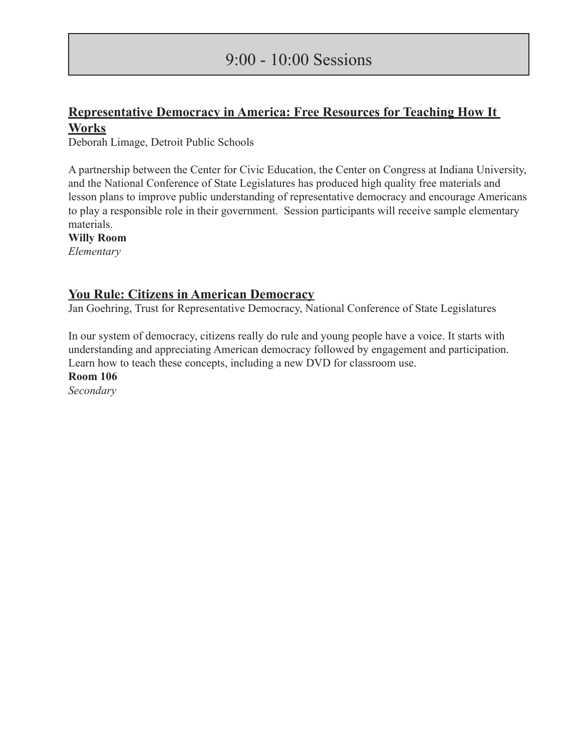# 9:00 - 10:00 Sessions

## Representative Democracy in America: Free Resources for Teaching How It Works

Deborah Limage, Detroit Public Schools

A partnership between the Center for Civic Education, the Center on Congress at Indiana University, and the National Conference of State Legislatures has produced high quality free materials and lesson plans to improve public understanding of representative democracy and encourage Americans to play a responsible role in their government. Session participants will receive sample elementary materials.

**Willy Room**

*Elementary*

## You Rule: Citizens in American Democracy

Jan Goehring, Trust for Representative Democracy, National Conference of State Legislatures

In our system of democracy, citizens really do rule and young people have a voice. It starts with understanding and appreciating American democracy followed by engagement and participation. Learn how to teach these concepts, including a new DVD for classroom use.

**Room 106**

*Secondary*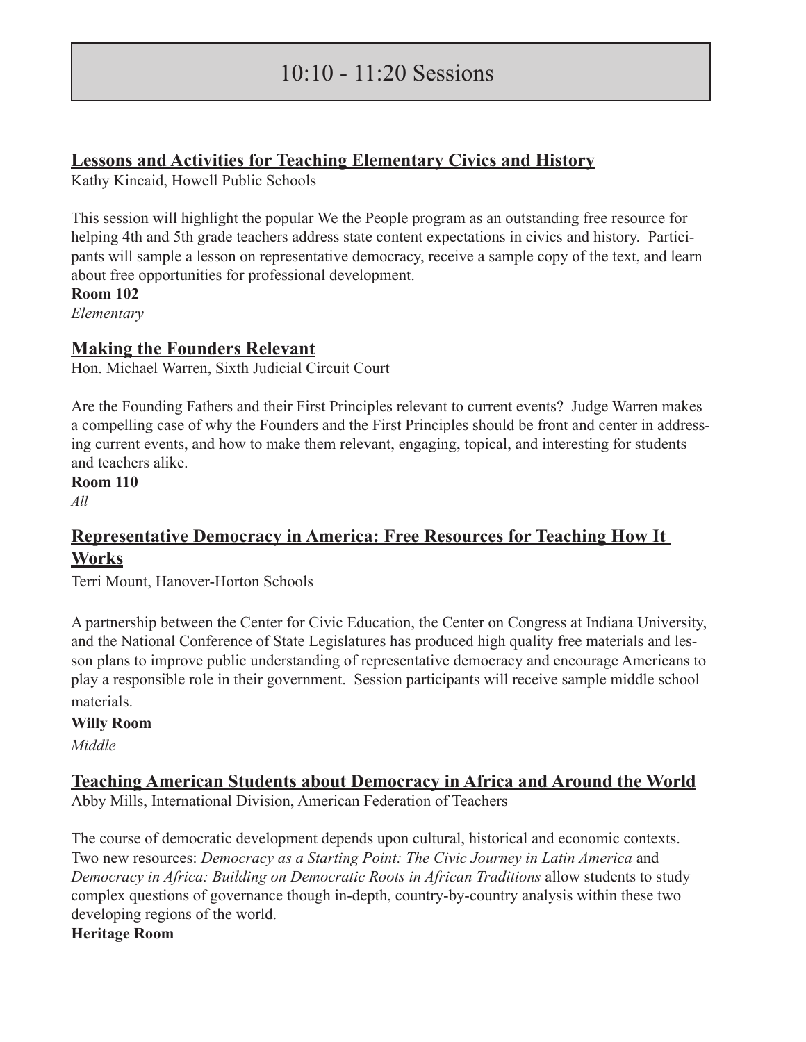# 10:10 - 11:20 Sessions

## Lessons and Activities for Teaching Elementary Civics and History

Kathy Kincaid, Howell Public Schools

This session will highlight the popular We the People program as an outstanding free resource for helping 4th and 5th grade teachers address state content expectations in civics and history. Participants will sample a lesson on representative democracy, receive a sample copy of the text, and learn about free opportunities for professional development.

**Room 102**

*Elementary*

## Making the Founders Relevant

Hon. Michael Warren, Sixth Judicial Circuit Court

Are the Founding Fathers and their First Principles relevant to current events? Judge Warren makes a compelling case of why the Founders and the First Principles should be front and center in addressing current events, and how to make them relevant, engaging, topical, and interesting for students and teachers alike.

**Room 110**

*All*

## Representative Democracy in America: Free Resources for Teaching How It Works

Terri Mount, Hanover-Horton Schools

A partnership between the Center for Civic Education, the Center on Congress at Indiana University, and the National Conference of State Legislatures has produced high quality free materials and lesson plans to improve public understanding of representative democracy and encourage Americans to play a responsible role in their government. Session participants will receive sample middle school materials.

**Willy Room**

*Middle*

## Teaching American Students about Democracy in Africa and Around the World

Abby Mills, International Division, American Federation of Teachers

The course of democratic development depends upon cultural, historical and economic contexts. Two new resources: *Democracy as a Starting Point: The Civic Journey in Latin America* and *Democracy in Africa: Building on Democratic Roots in African Traditions* allow students to study complex questions of governance though in-depth, country-by-country analysis within these two developing regions of the world.

**Heritage Room**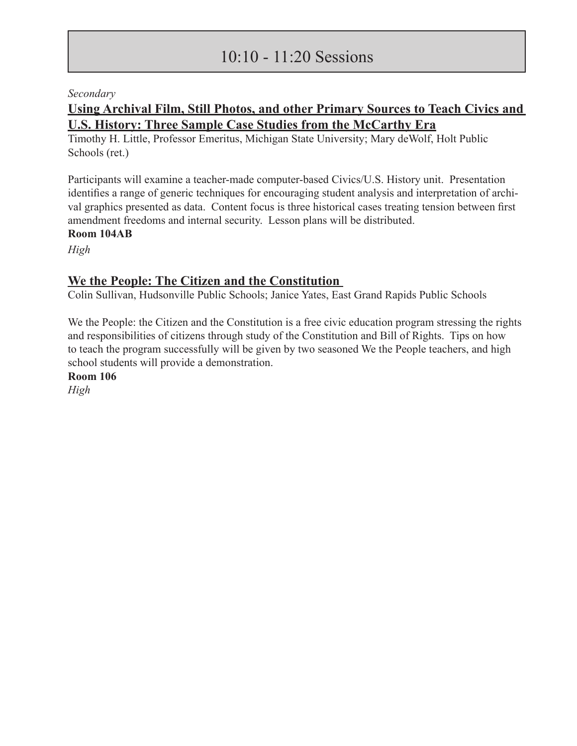# 10:10 - 11:20 Sessions

*Secondary*

**Using Archival Film, Still Photos, and other Primary Sources to Teach Civics and U.S. History: Three Sample Case Studies from the McCarthy Era**

Timothy H. Little, Professor Emeritus, Michigan State University; Mary deWolf, Holt Public Schools (ret.)

Participants will examine a teacher-made computer-based Civics/U.S. History unit. Presentation identifies a range of generic techniques for encouraging student analysis and interpretation of archival graphics presented as data. Content focus is three historical cases treating tension between first amendment freedoms and internal security. Lesson plans will be distributed.

**Room 104AB**

*High*

**We the People: The Citizen and the Constitution**

Colin Sullivan, Hudsonville Public Schools; Janice Yates, East Grand Rapids Public Schools

We the People: the Citizen and the Constitution is a free civic education program stressing the rights and responsibilities of citizens through study of the Constitution and Bill of Rights. Tips on how to teach the program successfully will be given by two seasoned We the People teachers, and high school students will provide a demonstration.

**Room 106**

*High*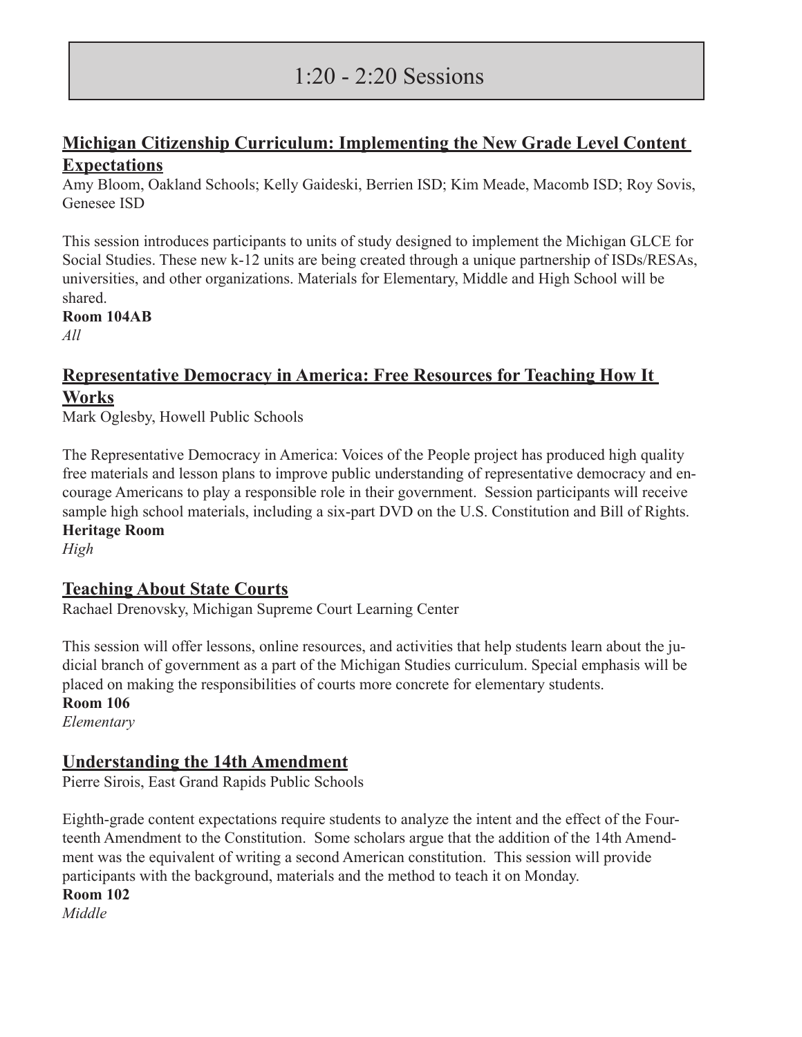# 1:20 - 2:20 Sessions

## Michigan Citizenship Curriculum: Implementing the New Grade Level Content Expectations

Amy Bloom, Oakland Schools; Kelly Gaideski, Berrien ISD; Kim Meade, Macomb ISD; Roy Sovis, Genesee ISD

This session introduces participants to units of study designed to implement the Michigan GLCE for Social Studies. These new k-12 units are being created through a unique partnership of ISDs/RESAs, universities, and other organizations. Materials for Elementary, Middle and High School will be shared.

**Room 104AB**

*All*

## Representative Democracy in America: Free Resources for Teaching How It Works

Mark Oglesby, Howell Public Schools

The Representative Democracy in America: Voices of the People project has produced high quality free materials and lesson plans to improve public understanding of representative democracy and encourage Americans to play a responsible role in their government. Session participants will receive sample high school materials, including a six-part DVD on the U.S. Constitution and Bill of Rights.

**Heritage Room**

*High*

## Teaching About State Courts

Rachael Drenovsky, Michigan Supreme Court Learning Center

This session will offer lessons, online resources, and activities that help students learn about the judicial branch of government as a part of the Michigan Studies curriculum. Special emphasis will be placed on making the responsibilities of courts more concrete for elementary students.

**Room 106**

*Elementary*

## Understanding the 14th Amendment

Pierre Sirois, East Grand Rapids Public Schools

Eighth-grade content expectations require students to analyze the intent and the effect of the Fourteenth Amendment to the Constitution. Some scholars argue that the addition of the 14th Amendment was the equivalent of writing a second American constitution. This session will provide participants with the background, materials and the method to teach it on Monday.

**Room 102**

*Middle*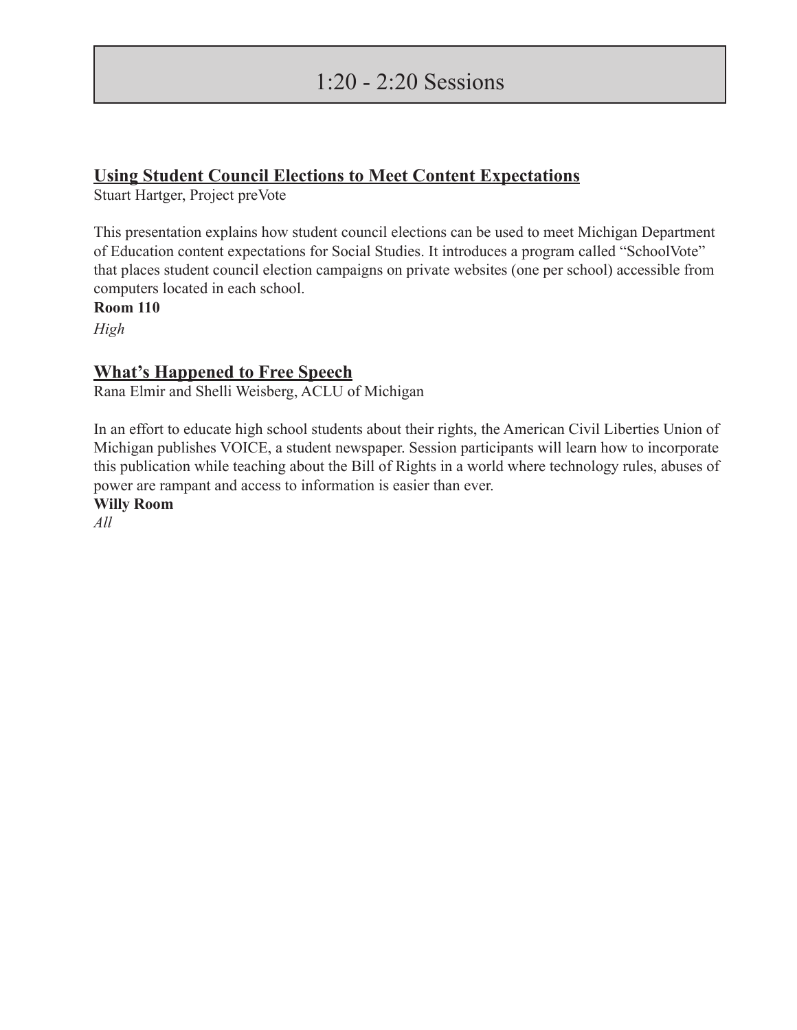# 1:20 - 2:20 Sessions

## Using Student Council Elections to Meet Content Expectations

Stuart Hartger, Project preVote

This presentation explains how student council elections can be used to meet Michigan Department of Education content expectations for Social Studies. It introduces a program called "SchoolVote" that places student council election campaigns on private websites (one per school) accessible from computers located in each school.

**Room 110**

*High*

## What's Happened to Free Speech

Rana Elmir and Shelli Weisberg, ACLU of Michigan

In an effort to educate high school students about their rights, the American Civil Liberties Union of Michigan publishes VOICE, a student newspaper. Session participants will learn how to incorporate this publication while teaching about the Bill of Rights in a world where technology rules, abuses of power are rampant and access to information is easier than ever.

**Willy Room**

*All*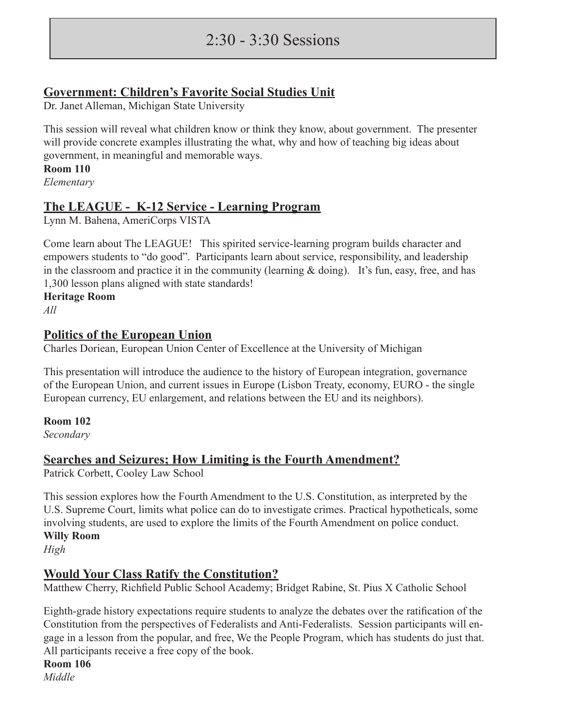# 2:30 - 3:30 Sessions

## Government: Children's Favorite Social Studies Unit

Dr. Janet Alleman, Michigan State University

This session will reveal what children know or think they know, about government. The presenter will provide concrete examples illustrating the what, why and how of teaching big ideas about government, in meaningful and memorable ways.

**Room 110**

*Elementary*

## The LEAGUE - K-12 Service - Learning Program

Lynn M. Bahena, AmeriCorps VISTA

Come learn about The LEAGUE! This spirited service-learning program builds character and empowers students to "do good". Participants learn about service, responsibility, and leadership in the classroom and practice it in the community (learning & doing). It's fun, easy, free, and has 1,300 lesson plans aligned with state standards!

**Heritage Room**

*All*

## Politics of the European Union

Charles Doriean, European Union Center of Excellence at the University of Michigan

This presentation will introduce the audience to the history of European integration, governance of the European Union, and current issues in Europe (Lisbon Treaty, economy, EURO - the single European currency, EU enlargement, and relations between the EU and its neighbors).

**Room 102**

*Secondary*

## Searches and Seizures; How Limiting is the Fourth Amendment?

Patrick Corbett, Cooley Law School

This session explores how the Fourth Amendment to the U.S. Constitution, as interpreted by the U.S. Supreme Court, limits what police can do to investigate crimes. Practical hypotheticals, some involving students, are used to explore the limits of the Fourth Amendment on police conduct.

**Willy Room**

*High*

## Would Your Class Ratify the Constitution?

Matthew Cherry, Richfield Public School Academy; Bridget Rabine, St. Pius X Catholic School

Eighth-grade history expectations require students to analyze the debates over the ratification of the Constitution from the perspectives of Federalists and Anti-Federalists. Session participants will engage in a lesson from the popular, and free, We the People Program, which has students do just that. All participants receive a free copy of the book.

**Room 106**

*Middle*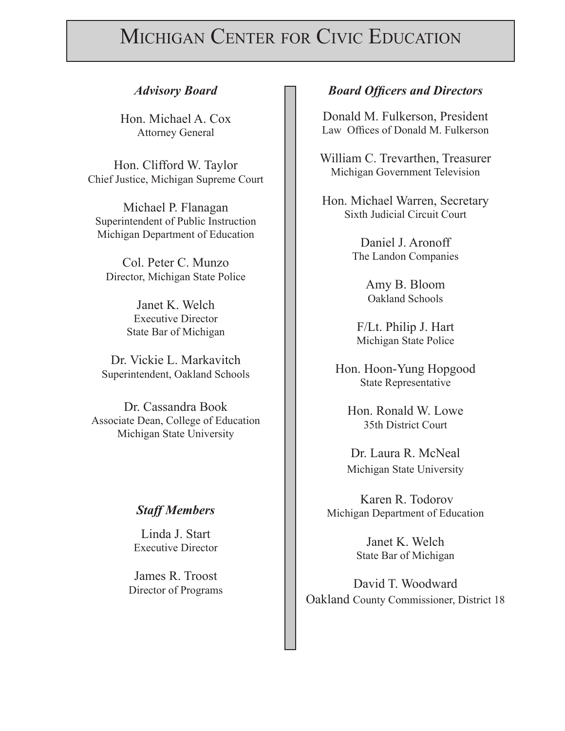# Michigan Center for Civic Education

### *Advisory Board*

Hon. Michael A. Cox
Attorney General

Hon. Clifford W. Taylor
Chief Justice, Michigan Supreme Court

Michael P. Flanagan
Superintendent of Public Instruction
Michigan Department of Education

Col. Peter C. Munzo
Director, Michigan State Police

Janet K. Welch
Executive Director
State Bar of Michigan

Dr. Vickie L. Markavitch
Superintendent, Oakland Schools

Dr. Cassandra Book
Associate Dean, College of Education
Michigan State University

### *Staff Members*

Linda J. Start
Executive Director

James R. Troost
Director of Programs

### *Board Officers and Directors*

Donald M. Fulkerson, President
Law Offices of Donald M. Fulkerson

William C. Trevarthen, Treasurer
Michigan Government Television

Hon. Michael Warren, Secretary
Sixth Judicial Circuit Court

Daniel J. Aronoff
The Landon Companies

Amy B. Bloom
Oakland Schools

F/Lt. Philip J. Hart
Michigan State Police

Hon. Hoon-Yung Hopgood
State Representative

Hon. Ronald W. Lowe
35th District Court

Dr. Laura R. McNeal
Michigan State University

Karen R. Todorov
Michigan Department of Education

Janet K. Welch
State Bar of Michigan

David T. Woodward
Oakland County Commissioner, District 18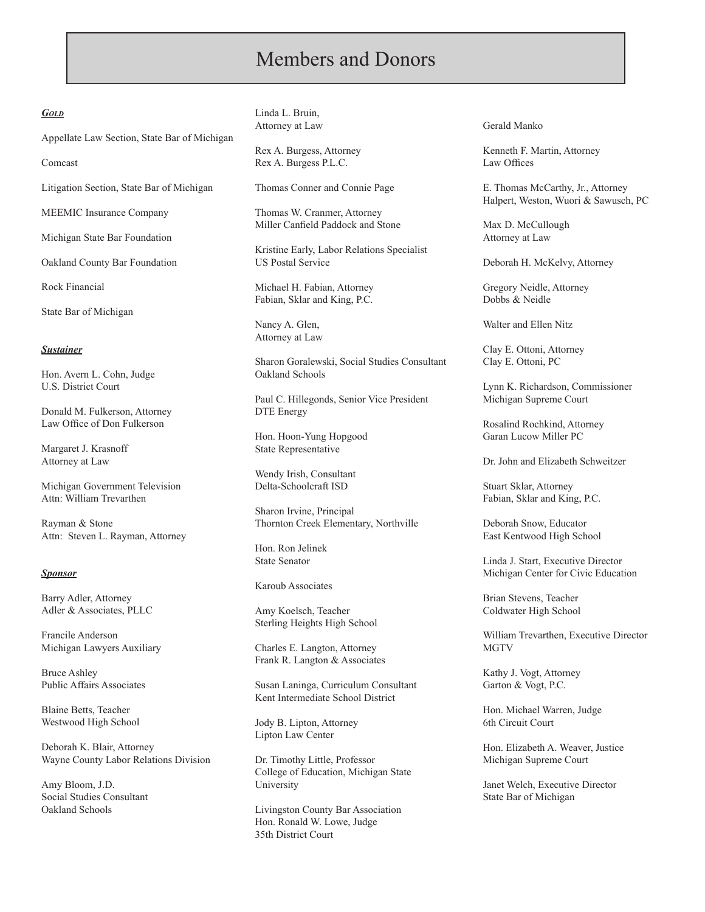# Members and Donors

***Gold***

Appellate Law Section, State Bar of Michigan

Comcast

Litigation Section, State Bar of Michigan

MEEMIC Insurance Company

Michigan State Bar Foundation

Oakland County Bar Foundation

Rock Financial

State Bar of Michigan

***Sustainer***

Hon. Avern L. Cohn, Judge
U.S. District Court

Donald M. Fulkerson, Attorney
Law Office of Don Fulkerson

Margaret J. Krasnoff
Attorney at Law

Michigan Government Television
Attn: William Trevarthen

Rayman & Stone
Attn: Steven L. Rayman, Attorney

***Sponsor***

Barry Adler, Attorney
Adler & Associates, PLLC

Francile Anderson
Michigan Lawyers Auxiliary

Bruce Ashley
Public Affairs Associates

Blaine Betts, Teacher
Westwood High School

Deborah K. Blair, Attorney
Wayne County Labor Relations Division

Amy Bloom, J.D.
Social Studies Consultant
Oakland Schools

Linda L. Bruin,
Attorney at Law

Rex A. Burgess, Attorney
Rex A. Burgess P.L.C.

Thomas Conner and Connie Page

Thomas W. Cranmer, Attorney
Miller Canfield Paddock and Stone

Kristine Early, Labor Relations Specialist
US Postal Service

Michael H. Fabian, Attorney
Fabian, Sklar and King, P.C.

Nancy A. Glen,
Attorney at Law

Sharon Goralewski, Social Studies Consultant
Oakland Schools

Paul C. Hillegonds, Senior Vice President
DTE Energy

Hon. Hoon-Yung Hopgood
State Representative

Wendy Irish, Consultant
Delta-Schoolcraft ISD

Sharon Irvine, Principal
Thornton Creek Elementary, Northville

Hon. Ron Jelinek
State Senator

Karoub Associates

Amy Koelsch, Teacher
Sterling Heights High School

Charles E. Langton, Attorney
Frank R. Langton & Associates

Susan Laninga, Curriculum Consultant
Kent Intermediate School District

Jody B. Lipton, Attorney
Lipton Law Center

Dr. Timothy Little, Professor
College of Education, Michigan State University

Livingston County Bar Association
Hon. Ronald W. Lowe, Judge
35th District Court

Gerald Manko

Kenneth F. Martin, Attorney
Law Offices

E. Thomas McCarthy, Jr., Attorney
Halpert, Weston, Wuori & Sawusch, PC

Max D. McCullough
Attorney at Law

Deborah H. McKelvy, Attorney

Gregory Neidle, Attorney
Dobbs & Neidle

Walter and Ellen Nitz

Clay E. Ottoni, Attorney
Clay E. Ottoni, PC

Lynn K. Richardson, Commissioner
Michigan Supreme Court

Rosalind Rochkind, Attorney
Garan Lucow Miller PC

Dr. John and Elizabeth Schweitzer

Stuart Sklar, Attorney
Fabian, Sklar and King, P.C.

Deborah Snow, Educator
East Kentwood High School

Linda J. Start, Executive Director
Michigan Center for Civic Education

Brian Stevens, Teacher
Coldwater High School

William Trevarthen, Executive Director
MGTV

Kathy J. Vogt, Attorney
Garton & Vogt, P.C.

Hon. Michael Warren, Judge
6th Circuit Court

Hon. Elizabeth A. Weaver, Justice
Michigan Supreme Court

Janet Welch, Executive Director
State Bar of Michigan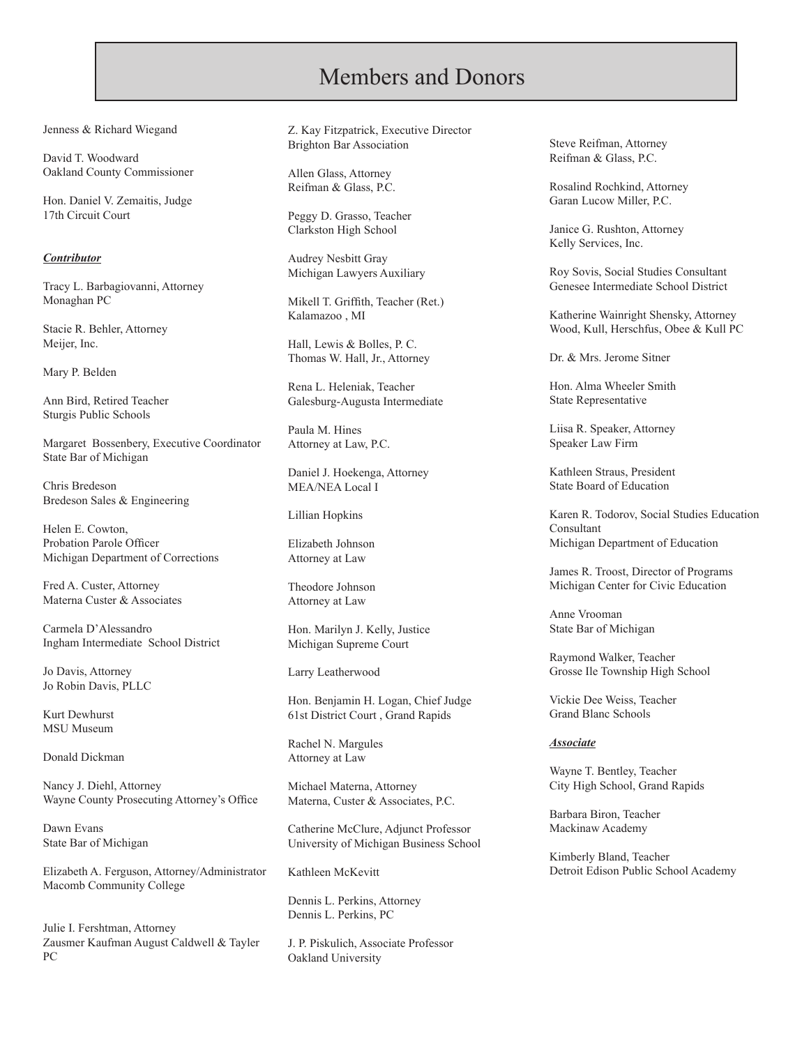# Members and Donors

Jenness & Richard Wiegand

David T. Woodward
Oakland County Commissioner

Hon. Daniel V. Zemaitis, Judge
17th Circuit Court

***Contributor***

Tracy L. Barbagiovanni, Attorney
Monaghan PC

Stacie R. Behler, Attorney
Meijer, Inc.

Mary P. Belden

Ann Bird, Retired Teacher
Sturgis Public Schools

Margaret Bossenbery, Executive Coordinator
State Bar of Michigan

Chris Bredeson
Bredeson Sales & Engineering

Helen E. Cowton,
Probation Parole Officer
Michigan Department of Corrections

Fred A. Custer, Attorney
Materna Custer & Associates

Carmela D'Alessandro
Ingham Intermediate School District

Jo Davis, Attorney
Jo Robin Davis, PLLC

Kurt Dewhurst
MSU Museum

Donald Dickman

Nancy J. Diehl, Attorney
Wayne County Prosecuting Attorney's Office

Dawn Evans
State Bar of Michigan

Elizabeth A. Ferguson, Attorney/Administrator
Macomb Community College

Julie I. Fershtman, Attorney
Zausmer Kaufman August Caldwell & Tayler PC

Z. Kay Fitzpatrick, Executive Director
Brighton Bar Association

Allen Glass, Attorney
Reifman & Glass, P.C.

Peggy D. Grasso, Teacher
Clarkston High School

Audrey Nesbitt Gray
Michigan Lawyers Auxiliary

Mikell T. Griffith, Teacher (Ret.)
Kalamazoo , MI

Hall, Lewis & Bolles, P. C.
Thomas W. Hall, Jr., Attorney

Rena L. Heleniak, Teacher
Galesburg-Augusta Intermediate

Paula M. Hines
Attorney at Law, P.C.

Daniel J. Hoekenga, Attorney
MEA/NEA Local I

Lillian Hopkins

Elizabeth Johnson
Attorney at Law

Theodore Johnson
Attorney at Law

Hon. Marilyn J. Kelly, Justice
Michigan Supreme Court

Larry Leatherwood

Hon. Benjamin H. Logan, Chief Judge
61st District Court , Grand Rapids

Rachel N. Margules
Attorney at Law

Michael Materna, Attorney
Materna, Custer & Associates, P.C.

Catherine McClure, Adjunct Professor
University of Michigan Business School

Kathleen McKevitt

Dennis L. Perkins, Attorney
Dennis L. Perkins, PC

J. P. Piskulich, Associate Professor
Oakland University

Steve Reifman, Attorney
Reifman & Glass, P.C.

Rosalind Rochkind, Attorney
Garan Lucow Miller, P.C.

Janice G. Rushton, Attorney
Kelly Services, Inc.

Roy Sovis, Social Studies Consultant
Genesee Intermediate School District

Katherine Wainright Shensky, Attorney
Wood, Kull, Herschfus, Obee & Kull PC

Dr. & Mrs. Jerome Sitner

Hon. Alma Wheeler Smith
State Representative

Liisa R. Speaker, Attorney
Speaker Law Firm

Kathleen Straus, President
State Board of Education

Karen R. Todorov, Social Studies Education Consultant
Michigan Department of Education

James R. Troost, Director of Programs
Michigan Center for Civic Education

Anne Vrooman
State Bar of Michigan

Raymond Walker, Teacher
Grosse Ile Township High School

Vickie Dee Weiss, Teacher
Grand Blanc Schools

***Associate***

Wayne T. Bentley, Teacher
City High School, Grand Rapids

Barbara Biron, Teacher
Mackinaw Academy

Kimberly Bland, Teacher
Detroit Edison Public School Academy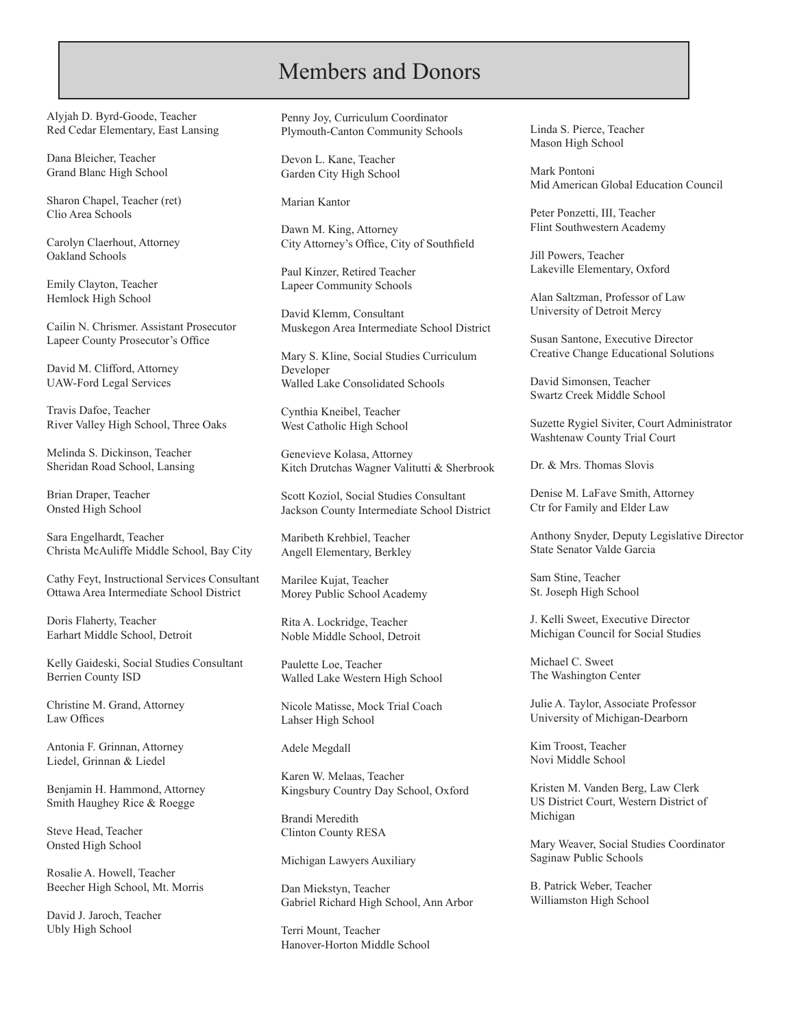# Members and Donors

Alyjah D. Byrd-Goode, Teacher
Red Cedar Elementary, East Lansing

Dana Bleicher, Teacher
Grand Blanc High School

Sharon Chapel, Teacher (ret)
Clio Area Schools

Carolyn Claerhout, Attorney
Oakland Schools

Emily Clayton, Teacher
Hemlock High School

Cailin N. Chrismer. Assistant Prosecutor
Lapeer County Prosecutor's Office

David M. Clifford, Attorney
UAW-Ford Legal Services

Travis Dafoe, Teacher
River Valley High School, Three Oaks

Melinda S. Dickinson, Teacher
Sheridan Road School, Lansing

Brian Draper, Teacher
Onsted High School

Sara Engelhardt, Teacher
Christa McAuliffe Middle School, Bay City

Cathy Feyt, Instructional Services Consultant
Ottawa Area Intermediate School District

Doris Flaherty, Teacher
Earhart Middle School, Detroit

Kelly Gaideski, Social Studies Consultant
Berrien County ISD

Christine M. Grand, Attorney
Law Offices

Antonia F. Grinnan, Attorney
Liedel, Grinnan & Liedel

Benjamin H. Hammond, Attorney
Smith Haughey Rice & Roegge

Steve Head, Teacher
Onsted High School

Rosalie A. Howell, Teacher
Beecher High School, Mt. Morris

David J. Jaroch, Teacher
Ubly High School

Penny Joy, Curriculum Coordinator
Plymouth-Canton Community Schools

Devon L. Kane, Teacher
Garden City High School

Marian Kantor

Dawn M. King, Attorney
City Attorney's Office, City of Southfield

Paul Kinzer, Retired Teacher
Lapeer Community Schools

David Klemm, Consultant
Muskegon Area Intermediate School District

Mary S. Kline, Social Studies Curriculum Developer
Walled Lake Consolidated Schools

Cynthia Kneibel, Teacher
West Catholic High School

Genevieve Kolasa, Attorney
Kitch Drutchas Wagner Valitutti & Sherbrook

Scott Koziol, Social Studies Consultant
Jackson County Intermediate School District

Maribeth Krehbiel, Teacher
Angell Elementary, Berkley

Marilee Kujat, Teacher
Morey Public School Academy

Rita A. Lockridge, Teacher
Noble Middle School, Detroit

Paulette Loe, Teacher
Walled Lake Western High School

Nicole Matisse, Mock Trial Coach
Lahser High School

Adele Megdall

Karen W. Melaas, Teacher
Kingsbury Country Day School, Oxford

Brandi Meredith
Clinton County RESA

Michigan Lawyers Auxiliary

Dan Miekstyn, Teacher
Gabriel Richard High School, Ann Arbor

Terri Mount, Teacher
Hanover-Horton Middle School

Linda S. Pierce, Teacher
Mason High School

Mark Pontoni
Mid American Global Education Council

Peter Ponzetti, III, Teacher
Flint Southwestern Academy

Jill Powers, Teacher
Lakeville Elementary, Oxford

Alan Saltzman, Professor of Law
University of Detroit Mercy

Susan Santone, Executive Director
Creative Change Educational Solutions

David Simonsen, Teacher
Swartz Creek Middle School

Suzette Rygiel Siviter, Court Administrator
Washtenaw County Trial Court

Dr. & Mrs. Thomas Slovis

Denise M. LaFave Smith, Attorney
Ctr for Family and Elder Law

Anthony Snyder, Deputy Legislative Director
State Senator Valde Garcia

Sam Stine, Teacher
St. Joseph High School

J. Kelli Sweet, Executive Director
Michigan Council for Social Studies

Michael C. Sweet
The Washington Center

Julie A. Taylor, Associate Professor
University of Michigan-Dearborn

Kim Troost, Teacher
Novi Middle School

Kristen M. Vanden Berg, Law Clerk
US District Court, Western District of Michigan

Mary Weaver, Social Studies Coordinator
Saginaw Public Schools

B. Patrick Weber, Teacher
Williamston High School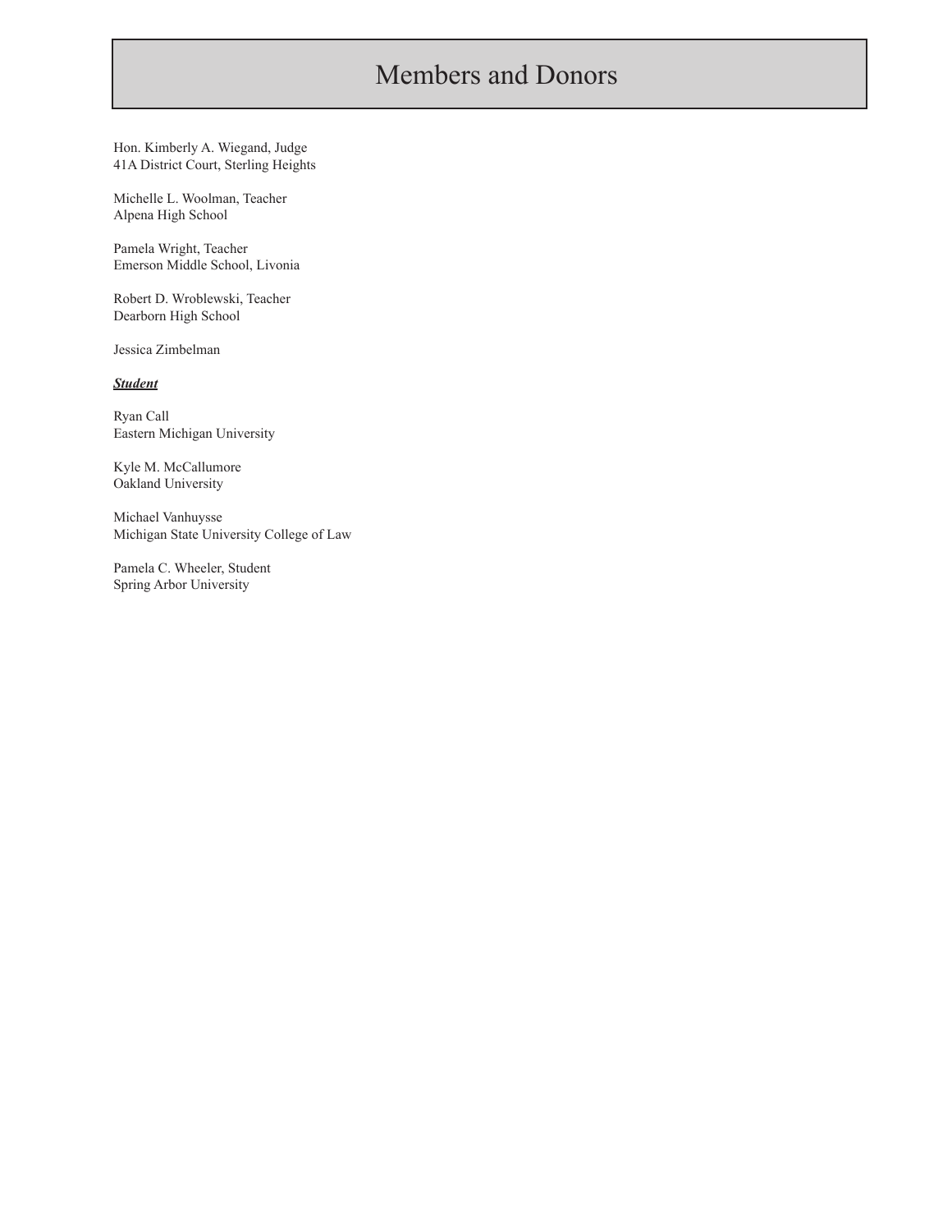# Members and Donors

Hon. Kimberly A. Wiegand, Judge
41A District Court, Sterling Heights

Michelle L. Woolman, Teacher
Alpena High School

Pamela Wright, Teacher
Emerson Middle School, Livonia

Robert D. Wroblewski, Teacher
Dearborn High School

Jessica Zimbelman

***Student***

Ryan Call
Eastern Michigan University

Kyle M. McCallumore
Oakland University

Michael Vanhuysse
Michigan State University College of Law

Pamela C. Wheeler, Student
Spring Arbor University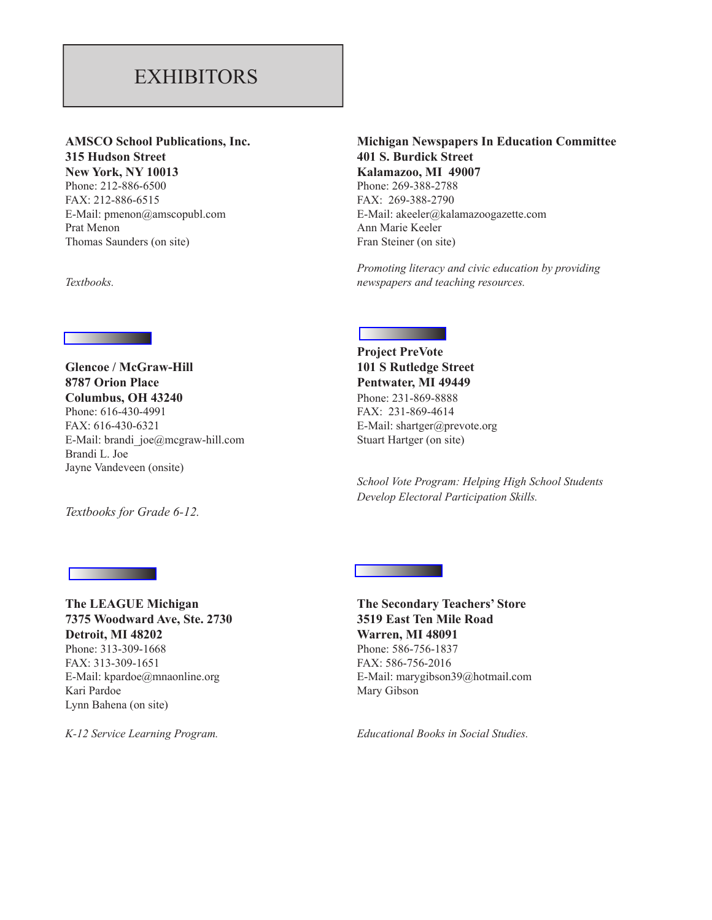# EXHIBITORS

**AMSCO School Publications, Inc.**
**315 Hudson Street**
**New York, NY 10013**
Phone: 212-886-6500
FAX: 212-886-6515
E-Mail: pmenon@amscopubl.com
Prat Menon
Thomas Saunders (on site)

*Textbooks.*

**Glencoe / McGraw-Hill**
**8787 Orion Place**
**Columbus, OH 43240**
Phone: 616-430-4991
FAX: 616-430-6321
E-Mail: brandi_joe@mcgraw-hill.com
Brandi L. Joe
Jayne Vandeveen (onsite)

*Textbooks for Grade 6-12.*

**The LEAGUE Michigan**
**7375 Woodward Ave, Ste. 2730**
**Detroit, MI 48202**
Phone: 313-309-1668
FAX: 313-309-1651
E-Mail: kpardoe@mnaonline.org
Kari Pardoe
Lynn Bahena (on site)

*K-12 Service Learning Program.*

**Michigan Newspapers In Education Committee**
**401 S. Burdick Street**
**Kalamazoo, MI 49007**
Phone: 269-388-2788
FAX: 269-388-2790
E-Mail: akeeler@kalamazoogazette.com
Ann Marie Keeler
Fran Steiner (on site)

*Promoting literacy and civic education by providing newspapers and teaching resources.*

**Project PreVote**
**101 S Rutledge Street**
**Pentwater, MI 49449**
Phone: 231-869-8888
FAX: 231-869-4614
E-Mail: shartger@prevote.org
Stuart Hartger (on site)

*School Vote Program: Helping High School Students Develop Electoral Participation Skills.*

**The Secondary Teachers' Store**
**3519 East Ten Mile Road**
**Warren, MI 48091**
Phone: 586-756-1837
FAX: 586-756-2016
E-Mail: marygibson39@hotmail.com
Mary Gibson

*Educational Books in Social Studies.*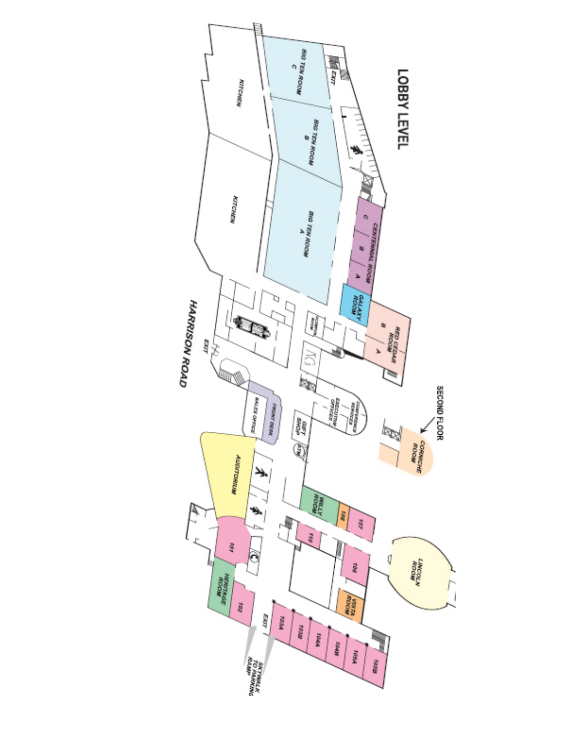# LOBBY LEVEL

BIG TEN ROOM C

BIG TEN ROOM B

BIG TEN ROOM A

KITCHEN

KITCHEN

EXIT

CENTENNIAL ROOM C B A

GALAXY ROOM

RED CEDAR ROOM B A

OLYMPIC ROOM

HARRISON ROAD

EXIT

SECOND FLOOR

CORNICHE ROOM

CONFERENCE SERVICES

EXECUTIVE OFFICES

GIFT SHOP

ATM

FRONT DESK

SALES OFFICE

AUDITORIUM

WILLY ROOM

108

107

110

106

LINCOLN ROOM

101

HERITAGE ROOM

102

VISTA ROOM

EXIT

103A

103B

104A

104B

105A

105B

SKYWALK TO PARKING RAMP